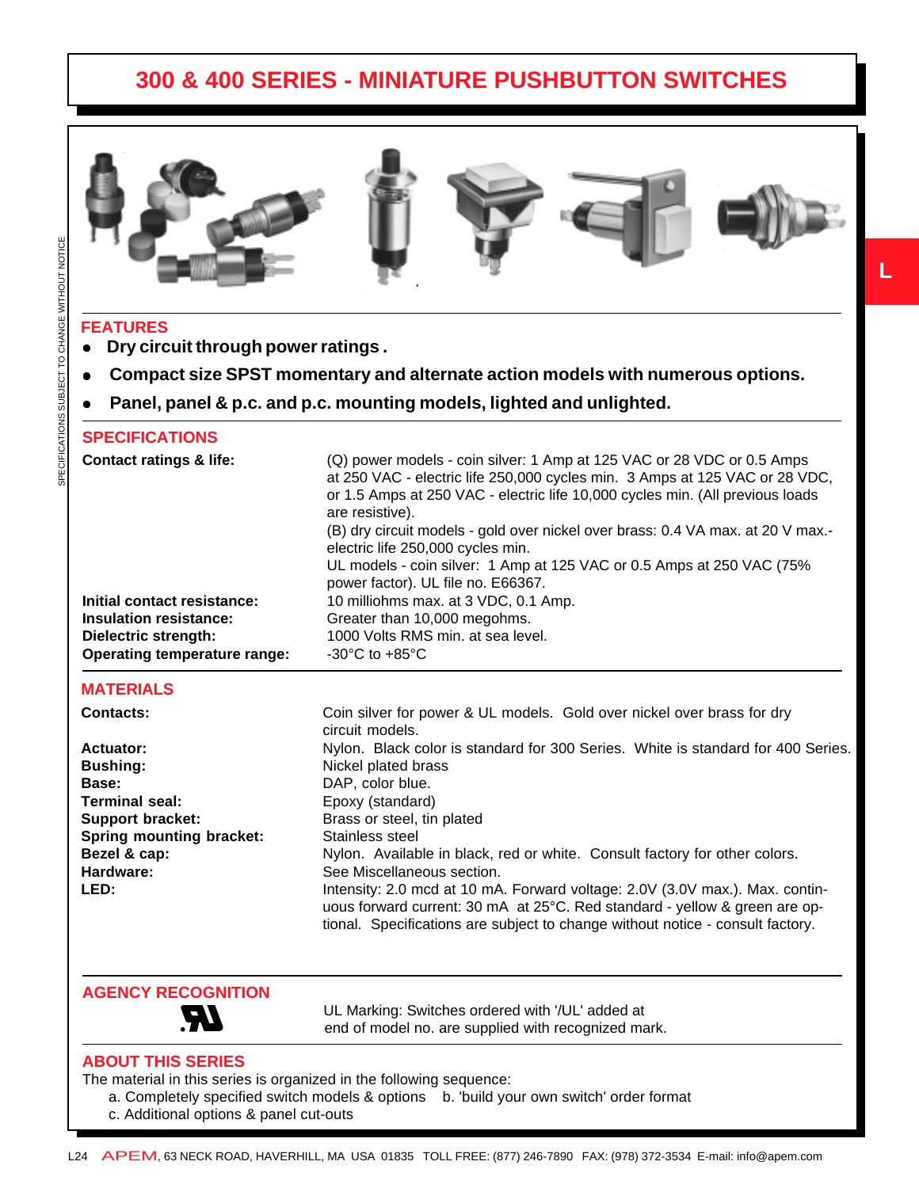# 300 & 400 SERIES - MINIATURE PUSHBUTTON SWITCHES

## FEATURES

- **Dry circuit through power ratings.**
- **Compact size SPST momentary and alternate action models with numerous options.**
- **Panel, panel & p.c. and p.c. mounting models, lighted and unlighted.**

## SPECIFICATIONS

| | |
|---|---|
| **Contact ratings & life:** | (Q) power models - coin silver: 1 Amp at 125 VAC or 28 VDC or 0.5 Amps at 250 VAC - electric life 250,000 cycles min. 3 Amps at 125 VAC or 28 VDC, or 1.5 Amps at 250 VAC - electric life 10,000 cycles min. (All previous loads are resistive).<br>(B) dry circuit models - gold over nickel over brass: 0.4 VA max. at 20 V max.- electric life 250,000 cycles min.<br>UL models - coin silver: 1 Amp at 125 VAC or 0.5 Amps at 250 VAC (75% power factor). UL file no. E66367. |
| **Initial contact resistance:** | 10 milliohms max. at 3 VDC, 0.1 Amp. |
| **Insulation resistance:** | Greater than 10,000 megohms. |
| **Dielectric strength:** | 1000 Volts RMS min. at sea level. |
| **Operating temperature range:** | -30°C to +85°C |

## MATERIALS

| | |
|---|---|
| **Contacts:** | Coin silver for power & UL models. Gold over nickel over brass for dry circuit models. |
| **Actuator:** | Nylon. Black color is standard for 300 Series. White is standard for 400 Series. |
| **Bushing:** | Nickel plated brass |
| **Base:** | DAP, color blue. |
| **Terminal seal:** | Epoxy (standard) |
| **Support bracket:** | Brass or steel, tin plated |
| **Spring mounting bracket:** | Stainless steel |
| **Bezel & cap:** | Nylon. Available in black, red or white. Consult factory for other colors. |
| **Hardware:** | See Miscellaneous section. |
| **LED:** | Intensity: 2.0 mcd at 10 mA. Forward voltage: 2.0V (3.0V max.). Max. continuous forward current: 30 mA at 25°C. Red standard - yellow & green are optional. Specifications are subject to change without notice - consult factory. |

## AGENCY RECOGNITION

UL Marking: Switches ordered with '/UL' added at end of model no. are supplied with recognized mark.

## ABOUT THIS SERIES

The material in this series is organized in the following sequence:

a. Completely specified switch models & options  b. 'build your own switch' order format
c. Additional options & panel cut-outs

APEM, 63 NECK ROAD, HAVERHILL, MA USA 01835 TOLL FREE: (877) 246-7890 FAX: (978) 372-3534 E-mail: info@apem.com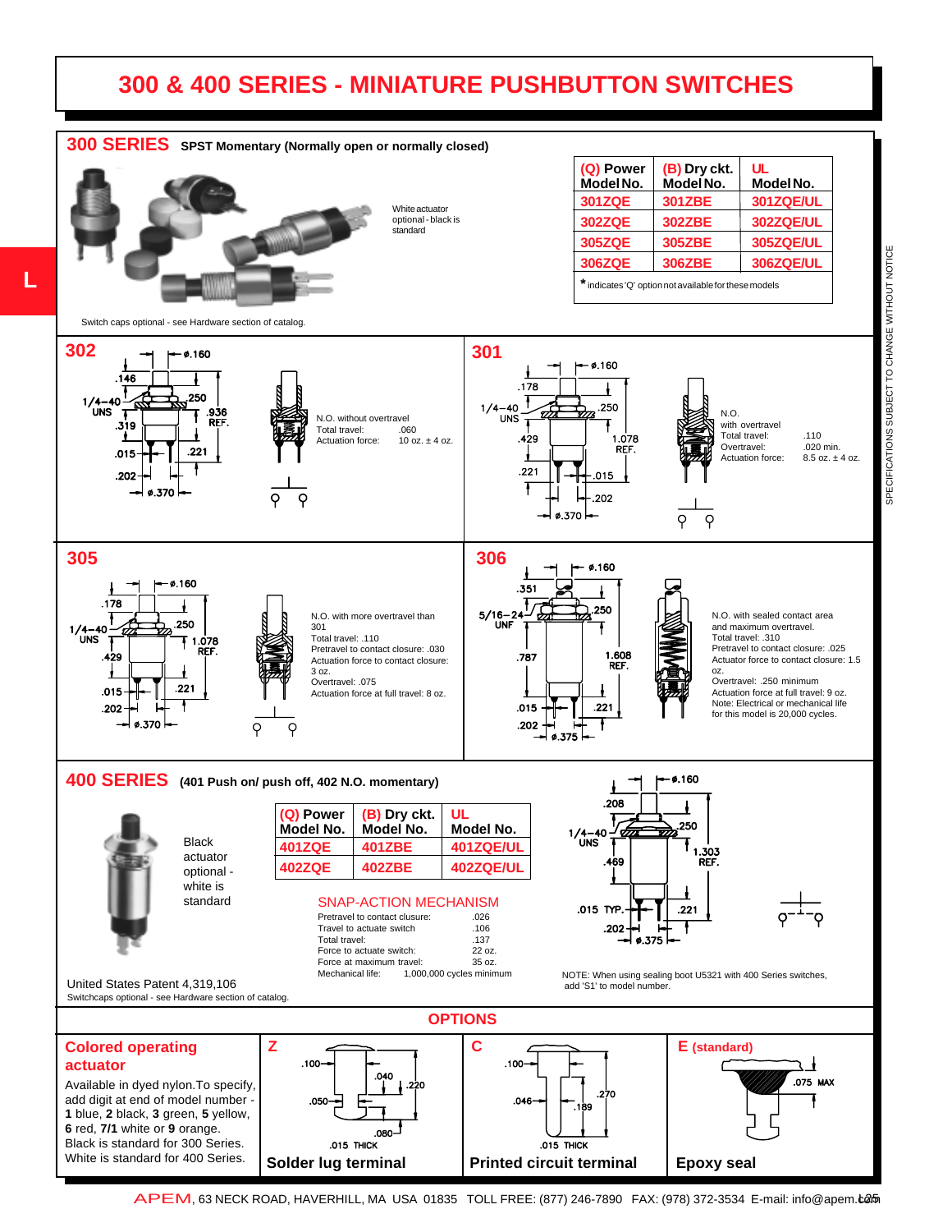# 300 & 400 SERIES - MINIATURE PUSHBUTTON SWITCHES

## 300 SERIES SPST Momentary (Normally open or normally closed)

White actuator optional - black is standard

| (Q) Power Model No. | (B) Dry ckt. Model No. | UL Model No. |
|---|---|---|
| 301ZQE | 301ZBE | 301ZQE/UL |
| 302ZQE | 302ZBE | 302ZQE/UL |
| 305ZQE | 305ZBE | 305ZQE/UL |
| 306ZQE | 306ZBE | 306ZQE/UL |

* indicates 'Q' option not available for these models

Switch caps optional - see Hardware section of catalog.

### 302

ø.160, .146, 1/4–40 UNS, .250, .936 REF., .319, .015, .221, .202, ø.370

N.O. without overtravel
Total travel: .060
Actuation force: 10 oz. ± 4 oz.

### 301

ø.160, .178, 1/4–40 UNS, .250, .429, 1.078 REF., .221, .015, .202, ø.370

N.O. with overtravel
Total travel: .110
Overtravel: .020 min.
Actuation force: 8.5 oz. ± 4 oz.

### 305

ø.160, .178, 1/4–40 UNS, .250, 1.078 REF., .429, .015, .221, .202, ø.370

N.O. with more overtravel than 301
Total travel: .110
Pretravel to contact closure: .030
Actuation force to contact closure: 3 oz.
Overtravel: .075
Actuation force at full travel: 8 oz.

### 306

ø.160, .351, 5/16–24 UNF, .250, .787, 1.608 REF., .015, .221, .202, ø.375

N.O. with sealed contact area and maximum overtravel.
Total travel: .310
Pretravel to contact closure: .025
Actuator force to contact closure: 1.5 oz.
Overtravel: .250 minimum
Actuation force at full travel: 9 oz.
Note: Electrical or mechanical life for this model is 20,000 cycles.

## 400 SERIES (401 Push on/ push off, 402 N.O. momentary)

Black actuator optional - white is standard

| (Q) Power Model No. | (B) Dry ckt. Model No. | UL Model No. |
|---|---|---|
| 401ZQE | 401ZBE | 401ZQE/UL |
| 402ZQE | 402ZBE | 402ZQE/UL |

### SNAP-ACTION MECHANISM

| | |
|---|---|
| Pretravel to contact clusure: | .026 |
| Travel to actuate switch | .106 |
| Total travel: | .137 |
| Force to actuate switch: | 22 oz. |
| Force at maximum travel: | 35 oz. |
| Mechanical life: | 1,000,000 cycles minimum |

ø.160, .208, 1/4–40 UNS, .250, .469, 1.303 REF., .015 TYP., .221, .202, ø.375

United States Patent 4,319,106
Switchcaps optional - see Hardware section of catalog.

NOTE: When using sealing boot U5321 with 400 Series switches, add 'S1' to model number.

## OPTIONS

### Colored operating actuator

Available in dyed nylon. To specify, add digit at end of model number - **1** blue, **2** black, **3** green, **5** yellow, **6** red, **7/1** white or **9** orange.
Black is standard for 300 Series.
White is standard for 400 Series.

### Z

.100, .040, .220, .050, .080, .015 THICK

**Solder lug terminal**

### C

.100, .046, .270, .189, .015 THICK

**Printed circuit terminal**

### E (standard)

.075 MAX

**Epoxy seal**

APEM, 63 NECK ROAD, HAVERHILL, MA USA 01835 TOLL FREE: (877) 246-7890 FAX: (978) 372-3534 E-mail: info@apem.com

SPECIFICATIONS SUBJECT TO CHANGE WITHOUT NOTICE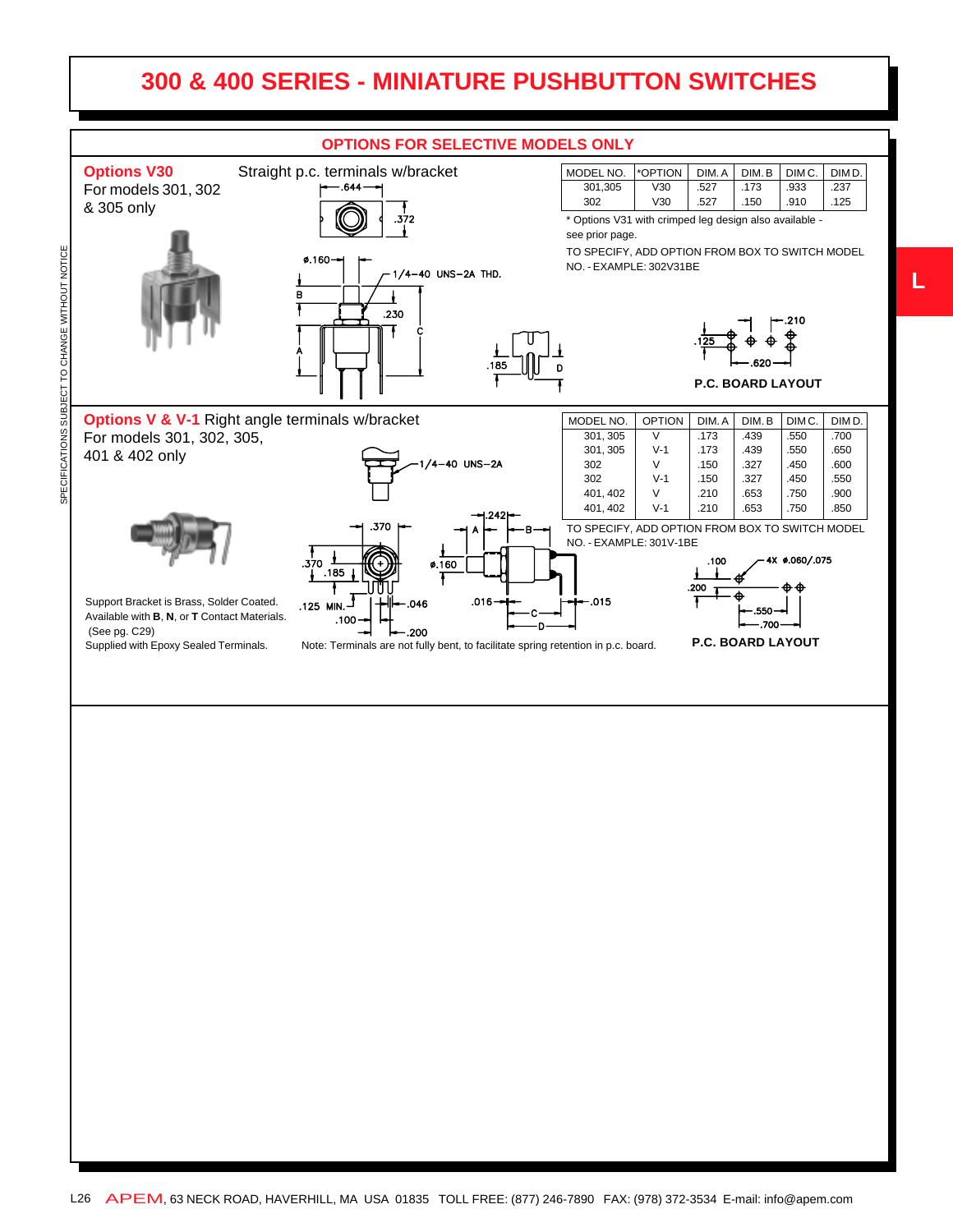# 300 & 400 SERIES - MINIATURE PUSHBUTTON SWITCHES

## OPTIONS FOR SELECTIVE MODELS ONLY

### Options V30

For models 301, 302 & 305 only

Straight p.c. terminals w/bracket

| MODEL NO. | *OPTION | DIM. A | DIM. B | DIM C. | DIM D. |
|---|---|---|---|---|---|
| 301,305 | V30 | .527 | .173 | .933 | .237 |
| 302 | V30 | .527 | .150 | .910 | .125 |

* Options V31 with crimped leg design also available - see prior page.

TO SPECIFY, ADD OPTION FROM BOX TO SWITCH MODEL NO. - EXAMPLE: 302V31BE

.644 &nbsp; .372 &nbsp; ø.160 &nbsp; 1/4-40 UNS-2A THD. &nbsp; B &nbsp; .230 &nbsp; C &nbsp; A &nbsp; .185 &nbsp; D

.210 &nbsp; .125 &nbsp; .620

**P.C. BOARD LAYOUT**

### Options V & V-1

Right angle terminals w/bracket

For models 301, 302, 305, 401 & 402 only

| MODEL NO. | OPTION | DIM. A | DIM. B | DIM C. | DIM D. |
|---|---|---|---|---|---|
| 301, 305 | V | .173 | .439 | .550 | .700 |
| 301, 305 | V-1 | .173 | .439 | .550 | .650 |
| 302 | V | .150 | .327 | .450 | .600 |
| 302 | V-1 | .150 | .327 | .450 | .550 |
| 401, 402 | V | .210 | .653 | .750 | .900 |
| 401, 402 | V-1 | .210 | .653 | .750 | .850 |

TO SPECIFY, ADD OPTION FROM BOX TO SWITCH MODEL NO. - EXAMPLE: 301V-1BE

1/4-40 UNS-2A &nbsp; .370 &nbsp; .242 &nbsp; A &nbsp; B &nbsp; .370 &nbsp; .185 &nbsp; ø.160 &nbsp; .125 MIN. &nbsp; .046 &nbsp; .016 &nbsp; .015 &nbsp; .100 &nbsp; C &nbsp; D &nbsp; .200

.100 &nbsp; 4X ø.060/.075 &nbsp; .200 &nbsp; .550 &nbsp; .700

**P.C. BOARD LAYOUT**

Support Bracket is Brass, Solder Coated.
Available with **B**, **N**, or **T** Contact Materials.
(See pg. C29)
Supplied with Epoxy Sealed Terminals.

Note: Terminals are not fully bent, to facilitate spring retention in p.c. board.

SPECIFICATIONS SUBJECT TO CHANGE WITHOUT NOTICE

APEM, 63 NECK ROAD, HAVERHILL, MA USA 01835 TOLL FREE: (877) 246-7890 FAX: (978) 372-3534 E-mail: info@apem.com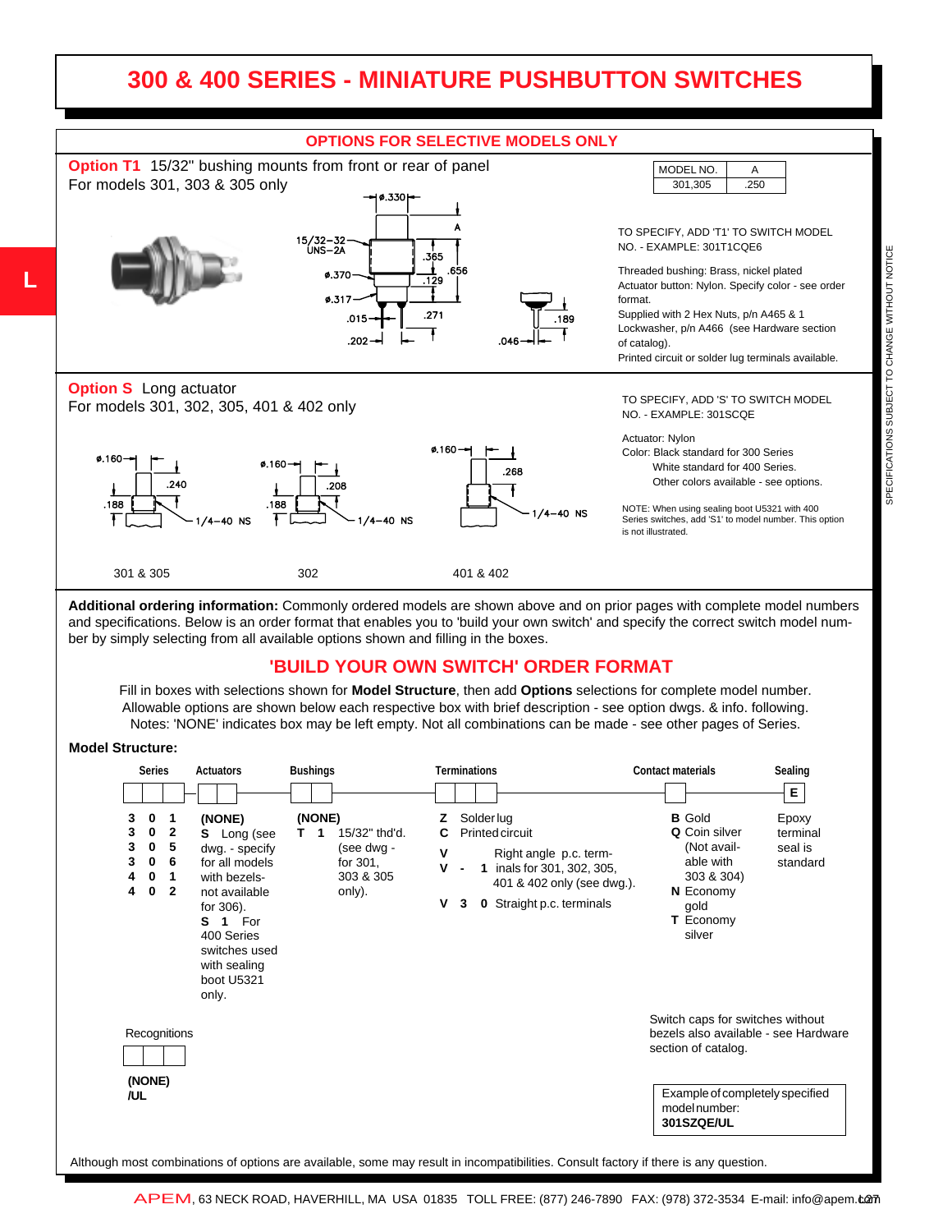# 300 & 400 SERIES - MINIATURE PUSHBUTTON SWITCHES

## OPTIONS FOR SELECTIVE MODELS ONLY

**Option T1** 15/32" bushing mounts from front or rear of panel
For models 301, 303 & 305 only

| MODEL NO. | A |
|---|---|
| 301,305 | .250 |

TO SPECIFY, ADD 'T1' TO SWITCH MODEL NO. - EXAMPLE: 301T1CQE6

Threaded bushing: Brass, nickel plated
Actuator button: Nylon. Specify color - see order format.
Supplied with 2 Hex Nuts, p/n A465 & 1 Lockwasher, p/n A466 (see Hardware section of catalog).
Printed circuit or solder lug terminals available.

**Option S** Long actuator
For models 301, 302, 305, 401 & 402 only

TO SPECIFY, ADD 'S' TO SWITCH MODEL NO. - EXAMPLE: 301SCQE

Actuator: Nylon
Color: Black standard for 300 Series
White standard for 400 Series.
Other colors available - see options.

NOTE: When using sealing boot U5321 with 400 Series switches, add 'S1' to model number. This option is not illustrated.

301 & 305 — 302 — 401 & 402

**Additional ordering information:** Commonly ordered models are shown above and on prior pages with complete model numbers and specifications. Below is an order format that enables you to 'build your own switch' and specify the correct switch model number by simply selecting from all available options shown and filling in the boxes.

## 'BUILD YOUR OWN SWITCH' ORDER FORMAT

Fill in boxes with selections shown for **Model Structure**, then add **Options** selections for complete model number. Allowable options are shown below each respective box with brief description - see option dwgs. & info. following. Notes: 'NONE' indicates box may be left empty. Not all combinations can be made - see other pages of Series.

**Model Structure:**

| Series | Actuators | Bushings | Terminations | Contact materials | Sealing |
|---|---|---|---|---|---|
| 3 0 1<br>3 0 2<br>3 0 5<br>3 0 6<br>4 0 1<br>4 0 2 | **(NONE)**<br>**S** Long (see dwg. - specify for all models with bezels- not available for 306).<br>**S 1** For 400 Series switches used with sealing boot U5321 only. | **(NONE)**<br>**T 1** 15/32" thd'd. (see dwg - for 301, 303 & 305 only). | **Z** Solder lug<br>**C** Printed circuit<br>**V** / **V - 1** Right angle p.c. terminals for 301, 302, 305, 401 & 402 only (see dwg.).<br>**V 3 0** Straight p.c. terminals | **B** Gold<br>**Q** Coin silver (Not available with 303 & 304)<br>**N** Economy gold<br>**T** Economy silver | **E** Epoxy terminal seal is standard |

Recognitions

**(NONE)**
**/UL**

Switch caps for switches without bezels also available - see Hardware section of catalog.

Example of completely specified model number:
**301SZQE/UL**

Although most combinations of options are available, some may result in incompatibilities. Consult factory if there is any question.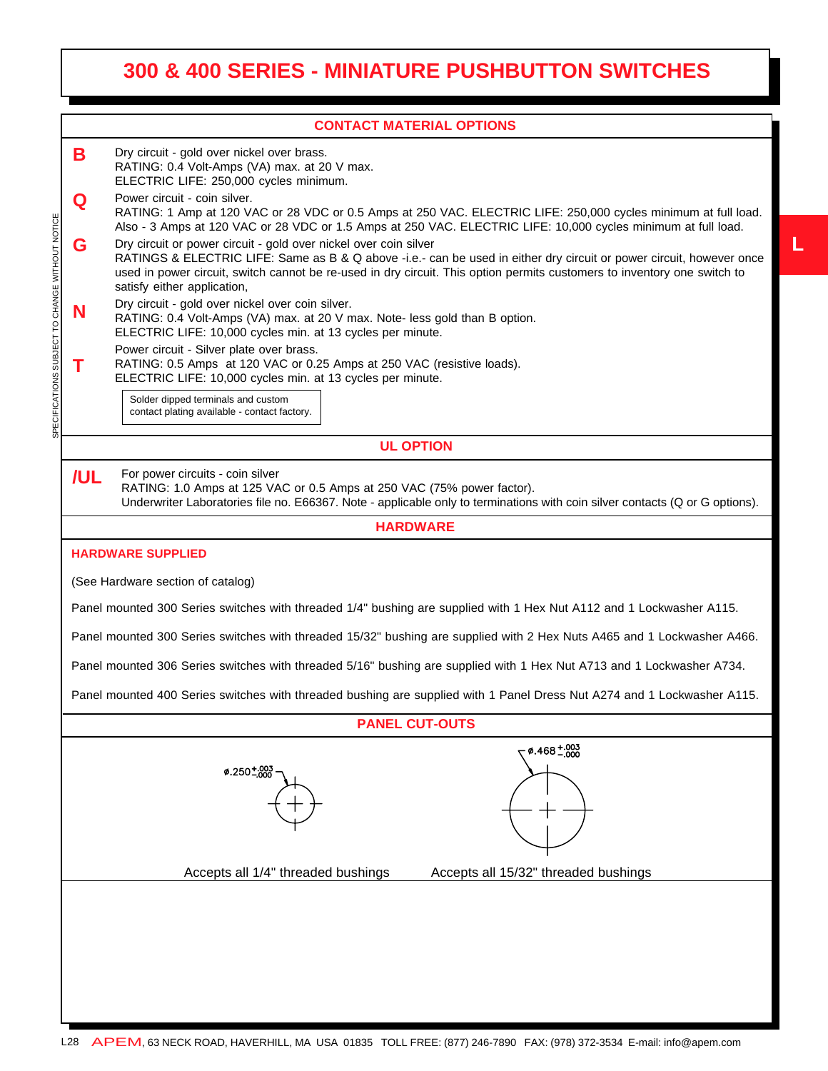# 300 & 400 SERIES - MINIATURE PUSHBUTTON SWITCHES

## CONTACT MATERIAL OPTIONS

**B** Dry circuit - gold over nickel over brass.
RATING: 0.4 Volt-Amps (VA) max. at 20 V max.
ELECTRIC LIFE: 250,000 cycles minimum.

**Q** Power circuit - coin silver.
RATING: 1 Amp at 120 VAC or 28 VDC or 0.5 Amps at 250 VAC. ELECTRIC LIFE: 250,000 cycles minimum at full load.
Also - 3 Amps at 120 VAC or 28 VDC or 1.5 Amps at 250 VAC. ELECTRIC LIFE: 10,000 cycles minimum at full load.

**G** Dry circuit or power circuit - gold over nickel over coin silver
RATINGS & ELECTRIC LIFE: Same as B & Q above -i.e.- can be used in either dry circuit or power circuit, however once used in power circuit, switch cannot be re-used in dry circuit. This option permits customers to inventory one switch to satisfy either application,

**N** Dry circuit - gold over nickel over coin silver.
RATING: 0.4 Volt-Amps (VA) max. at 20 V max. Note- less gold than B option.
ELECTRIC LIFE: 10,000 cycles min. at 13 cycles per minute.

**T** Power circuit - Silver plate over brass.
RATING: 0.5 Amps at 120 VAC or 0.25 Amps at 250 VAC (resistive loads).
ELECTRIC LIFE: 10,000 cycles min. at 13 cycles per minute.

> Solder dipped terminals and custom contact plating available - contact factory.

## UL OPTION

**/UL** For power circuits - coin silver
RATING: 1.0 Amps at 125 VAC or 0.5 Amps at 250 VAC (75% power factor).
Underwriter Laboratories file no. E66367. Note - applicable only to terminations with coin silver contacts (Q or G options).

## HARDWARE

### HARDWARE SUPPLIED

(See Hardware section of catalog)

Panel mounted 300 Series switches with threaded 1/4" bushing are supplied with 1 Hex Nut A112 and 1 Lockwasher A115.

Panel mounted 300 Series switches with threaded 15/32" bushing are supplied with 2 Hex Nuts A465 and 1 Lockwasher A466.

Panel mounted 306 Series switches with threaded 5/16" bushing are supplied with 1 Hex Nut A713 and 1 Lockwasher A734.

Panel mounted 400 Series switches with threaded bushing are supplied with 1 Panel Dress Nut A274 and 1 Lockwasher A115.

## PANEL CUT-OUTS

ø.250 $^{+.003}_{-.000}$

Accepts all 1/4" threaded bushings

ø.468 $^{+.003}_{-.000}$

Accepts all 15/32" threaded bushings

APEM, 63 NECK ROAD, HAVERHILL, MA USA 01835 TOLL FREE: (877) 246-7890 FAX: (978) 372-3534 E-mail: info@apem.com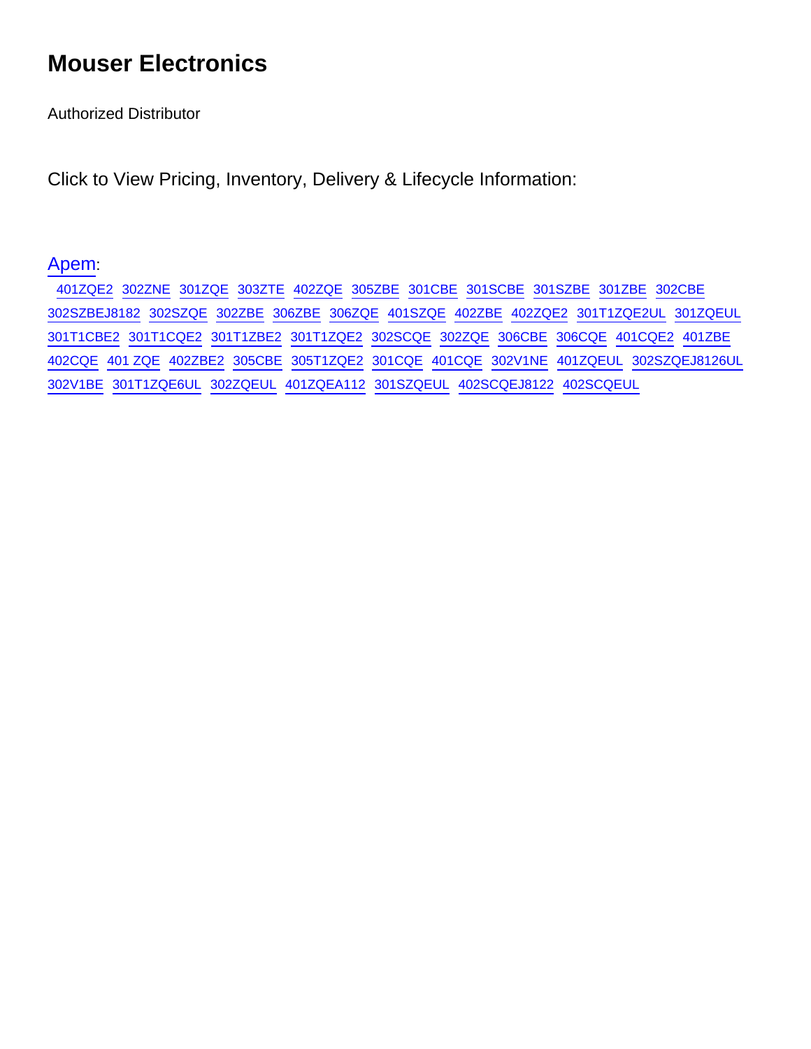# Mouser Electronics

Authorized Distributor

Click to View Pricing, Inventory, Delivery & Lifecycle Information:

Apem:

401ZQE2 302ZNE 301ZQE 303ZTE 402ZQE 305ZBE 301CBE 301SCBE 301SZBE 301ZBE 302CBE 302SZBEJ8182 302SZQE 302ZBE 306ZBE 306ZQE 401SZQE 402ZBE 402ZQE2 301T1ZQE2UL 301ZQEUL 301T1CBE2 301T1CQE2 301T1ZBE2 301T1ZQE2 302SCQE 302ZQE 306CBE 306CQE 401CQE2 401ZBE 402CQE 401 ZQE 402ZBE2 305CBE 305T1ZQE2 301CQE 401CQE 302V1NE 401ZQEUL 302SZQEJ8126UL 302V1BE 301T1ZQE6UL 302ZQEUL 401ZQEA112 301SZQEUL 402SCQEJ8122 402SCQEUL